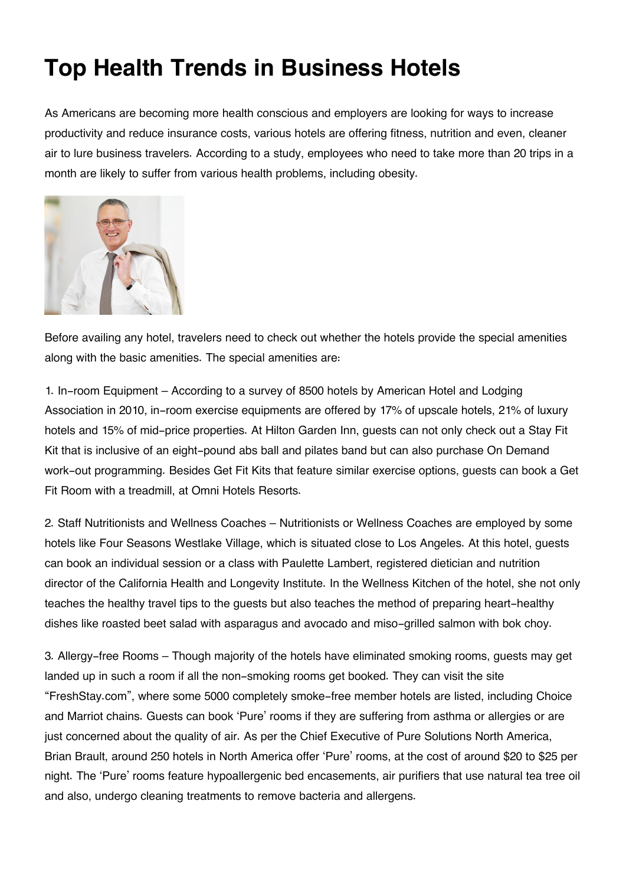# Top Health Trends in Business Hotels

As Americans are becoming more health conscious and employers are looking for ways to increase productivity and reduce insurance costs, various hotels are offering fitness, nutrition and even, cleaner air to lure business travelers. According to a study, employees who need to take more than 20 trips in a month are likely to suffer from various health problems, including obesity.

Before availing any hotel, travelers need to check out whether the hotels provide the special amenities along with the basic amenities. The special amenities are:

1. In-room Equipment – According to a survey of 8500 hotels by American Hotel and Lodging Association in 2010, in-room exercise equipments are offered by 17% of upscale hotels, 21% of luxury hotels and 15% of mid-price properties. At Hilton Garden Inn, guests can not only check out a Stay Fit Kit that is inclusive of an eight-pound abs ball and pilates band but can also purchase On Demand work-out programming. Besides Get Fit Kits that feature similar exercise options, guests can book a Get Fit Room with a treadmill, at Omni Hotels Resorts.

2. Staff Nutritionists and Wellness Coaches – Nutritionists or Wellness Coaches are employed by some hotels like Four Seasons Westlake Village, which is situated close to Los Angeles. At this hotel, guests can book an individual session or a class with Paulette Lambert, registered dietician and nutrition director of the California Health and Longevity Institute. In the Wellness Kitchen of the hotel, she not only teaches the healthy travel tips to the guests but also teaches the method of preparing heart-healthy dishes like roasted beet salad with asparagus and avocado and miso-grilled salmon with bok choy.

3. Allergy-free Rooms – Though majority of the hotels have eliminated smoking rooms, guests may get landed up in such a room if all the non-smoking rooms get booked. They can visit the site "FreshStay.com", where some 5000 completely smoke-free member hotels are listed, including Choice and Marriot chains. Guests can book 'Pure' rooms if they are suffering from asthma or allergies or are just concerned about the quality of air. As per the Chief Executive of Pure Solutions North America, Brian Brault, around 250 hotels in North America offer 'Pure' rooms, at the cost of around $20 to $25 per night. The 'Pure' rooms feature hypoallergenic bed encasements, air purifiers that use natural tea tree oil and also, undergo cleaning treatments to remove bacteria and allergens.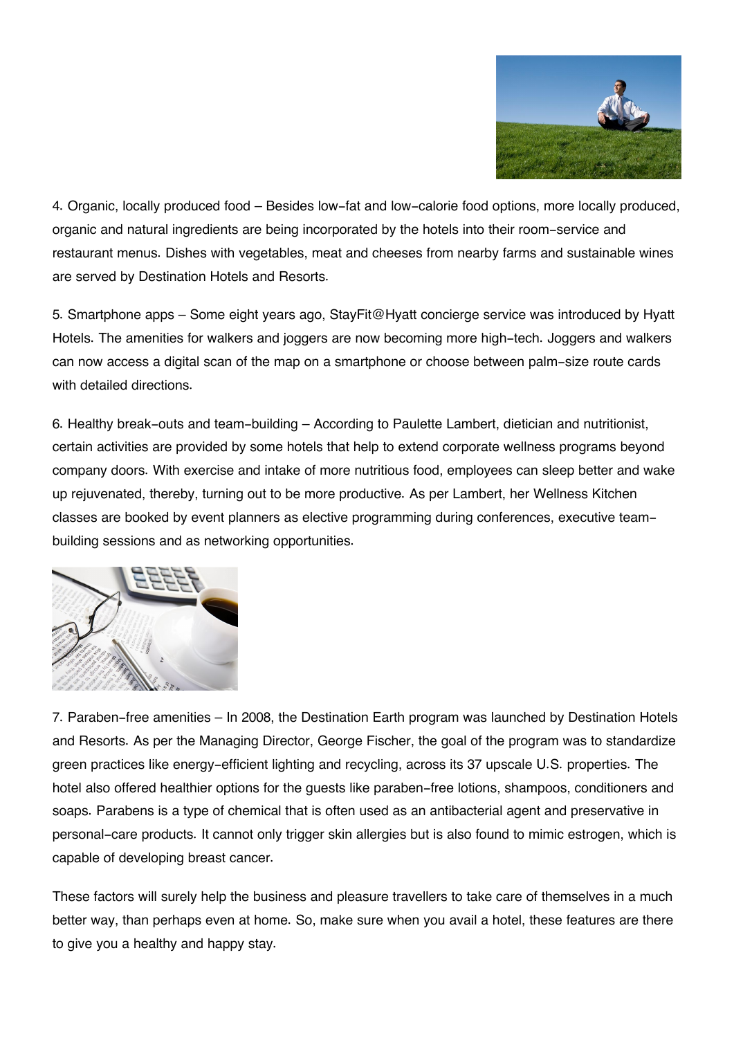4. Organic, locally produced food – Besides low-fat and low-calorie food options, more locally produced, organic and natural ingredients are being incorporated by the hotels into their room-service and restaurant menus. Dishes with vegetables, meat and cheeses from nearby farms and sustainable wines are served by Destination Hotels and Resorts.

5. Smartphone apps – Some eight years ago, StayFit@Hyatt concierge service was introduced by Hyatt Hotels. The amenities for walkers and joggers are now becoming more high-tech. Joggers and walkers can now access a digital scan of the map on a smartphone or choose between palm-size route cards with detailed directions.

6. Healthy break-outs and team-building – According to Paulette Lambert, dietician and nutritionist, certain activities are provided by some hotels that help to extend corporate wellness programs beyond company doors. With exercise and intake of more nutritious food, employees can sleep better and wake up rejuvenated, thereby, turning out to be more productive. As per Lambert, her Wellness Kitchen classes are booked by event planners as elective programming during conferences, executive team-building sessions and as networking opportunities.

7. Paraben-free amenities – In 2008, the Destination Earth program was launched by Destination Hotels and Resorts. As per the Managing Director, George Fischer, the goal of the program was to standardize green practices like energy-efficient lighting and recycling, across its 37 upscale U.S. properties. The hotel also offered healthier options for the guests like paraben-free lotions, shampoos, conditioners and soaps. Parabens is a type of chemical that is often used as an antibacterial agent and preservative in personal-care products. It cannot only trigger skin allergies but is also found to mimic estrogen, which is capable of developing breast cancer.

These factors will surely help the business and pleasure travellers to take care of themselves in a much better way, than perhaps even at home. So, make sure when you avail a hotel, these features are there to give you a healthy and happy stay.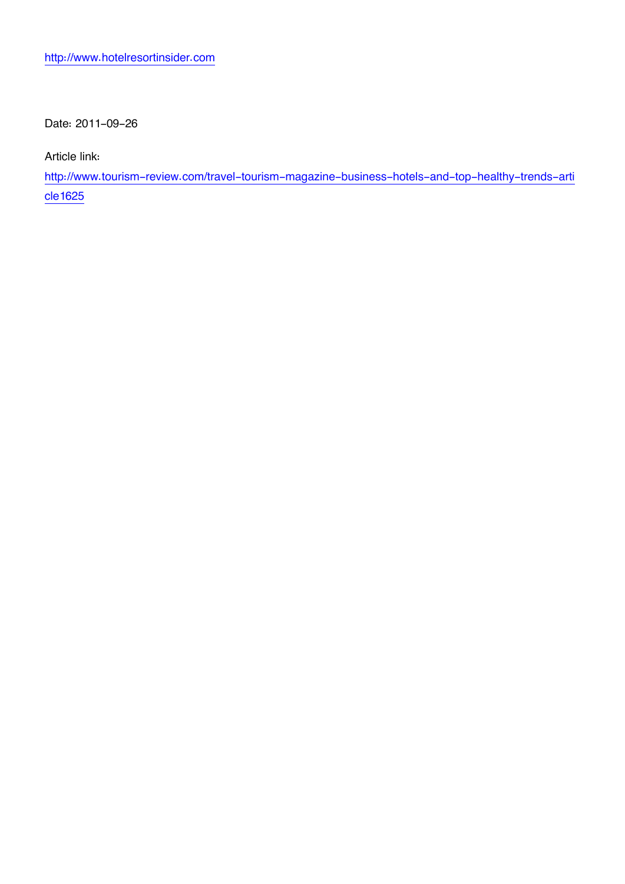http://www.hotelresortinsider.com

Date: 2011-09-26

Article link:

http://www.tourism-review.com/travel-tourism-magazine-business-hotels-and-top-healthy-trends-article1625